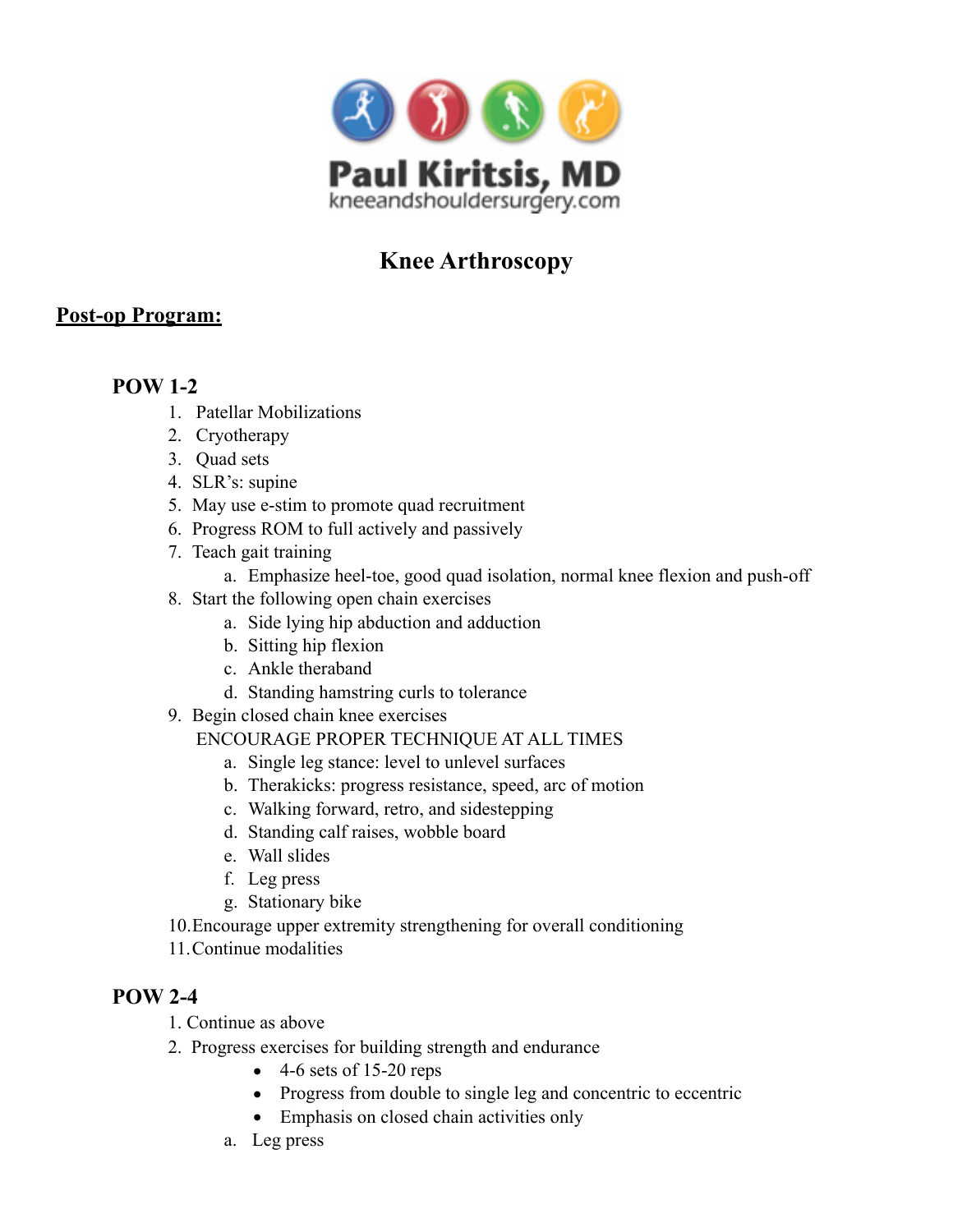Paul Kiritsis, MD
kneeandshouldersurgery.com

# Knee Arthroscopy

## **<u>Post-op Program:</u>**

### POW 1-2

1. Patellar Mobilizations
2. Cryotherapy
3. Quad sets
4. SLR's: supine
5. May use e-stim to promote quad recruitment
6. Progress ROM to full actively and passively
7. Teach gait training
   a. Emphasize heel-toe, good quad isolation, normal knee flexion and push-off
8. Start the following open chain exercises
   a. Side lying hip abduction and adduction
   b. Sitting hip flexion
   c. Ankle theraband
   d. Standing hamstring curls to tolerance
9. Begin closed chain knee exercises
   ENCOURAGE PROPER TECHNIQUE AT ALL TIMES
   a. Single leg stance: level to unlevel surfaces
   b. Therakicks: progress resistance, speed, arc of motion
   c. Walking forward, retro, and sidestepping
   d. Standing calf raises, wobble board
   e. Wall slides
   f. Leg press
   g. Stationary bike
10. Encourage upper extremity strengthening for overall conditioning
11. Continue modalities

### POW 2-4

1. Continue as above
2. Progress exercises for building strength and endurance
   - 4-6 sets of 15-20 reps
   - Progress from double to single leg and concentric to eccentric
   - Emphasis on closed chain activities only

   a. Leg press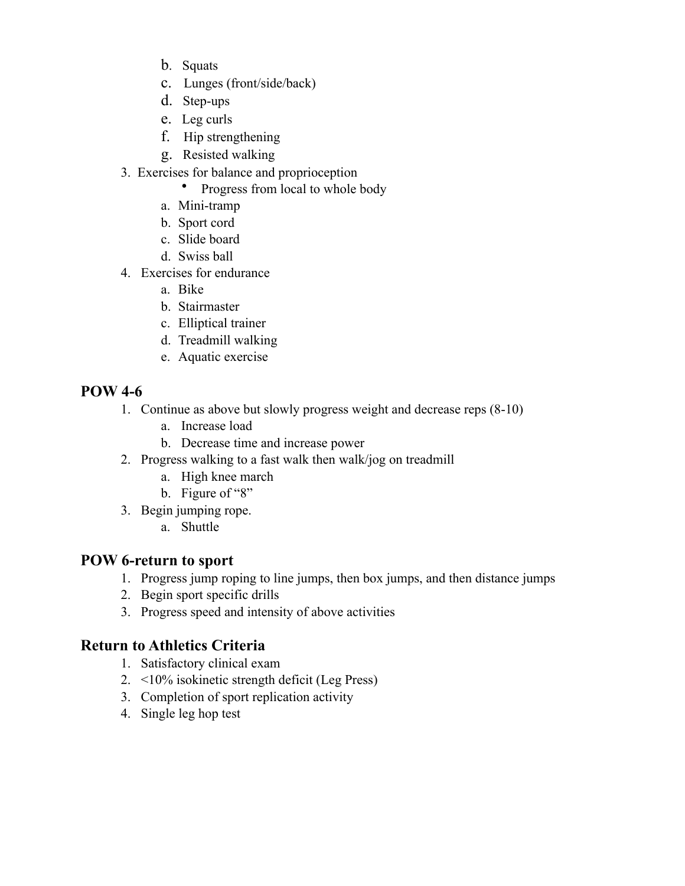b. Squats
   c. Lunges (front/side/back)
   d. Step-ups
   e. Leg curls
   f. Hip strengthening
   g. Resisted walking

3. Exercises for balance and proprioception
   - Progress from local to whole body

   a. Mini-tramp
   b. Sport cord
   c. Slide board
   d. Swiss ball

4. Exercises for endurance
   a. Bike
   b. Stairmaster
   c. Elliptical trainer
   d. Treadmill walking
   e. Aquatic exercise

## POW 4-6

1. Continue as above but slowly progress weight and decrease reps (8-10)
   a. Increase load
   b. Decrease time and increase power
2. Progress walking to a fast walk then walk/jog on treadmill
   a. High knee march
   b. Figure of "8"
3. Begin jumping rope.
   a. Shuttle

## POW 6-return to sport

1. Progress jump roping to line jumps, then box jumps, and then distance jumps
2. Begin sport specific drills
3. Progress speed and intensity of above activities

## Return to Athletics Criteria

1. Satisfactory clinical exam
2. <10% isokinetic strength deficit (Leg Press)
3. Completion of sport replication activity
4. Single leg hop test